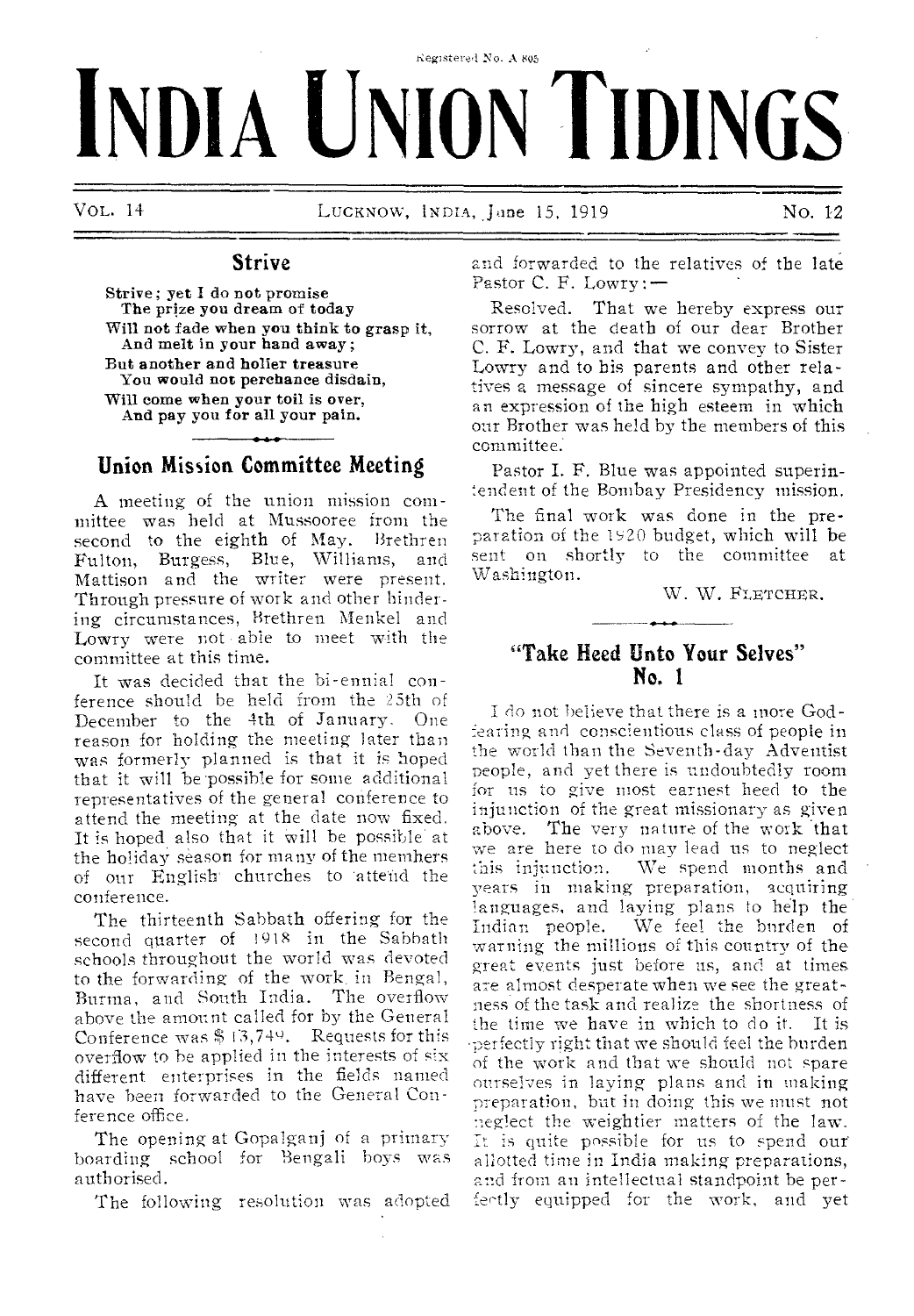Registered No. A 805

# INDIA UNION TIDINGS

VOL. 14 LUCKNOW, INDIA, June 15, 1919 No. 12

## Strive

**Strive; yet I do not promise**
**The prize you dream of today**
**Will not fade when you think to grasp it,**
**And melt in your hand away;**
**But another and holier treasure**
**You would not perchance disdain,**
**Will come when your toil is over,**
**And pay you for all your pain.**

## Union Mission Committee Meeting

A meeting of the union mission committee was held at Mussooree from the second to the eighth of May. Brethren Fulton, Burgess, Blue, Williams, and Mattison and the writer were present. Through pressure of work and other hindering circumstances, Brethren Menkel and Lowry were not able to meet with the committee at this time.

It was decided that the bi-ennial conference should be held from the 25th of December to the 4th of January. One reason for holding the meeting later than was formerly planned is that it is hoped that it will be possible for some additional representatives of the general conference to attend the meeting at the date now fixed. It is hoped also that it will be possible at the holiday season for many of the members of our English churches to attend the conference.

The thirteenth Sabbath offering for the second quarter of 1918 in the Sabbath schools throughout the world was devoted to the forwarding of the work in Bengal, Burma, and South India. The overflow above the amount called for by the General Conference was $ 13,749. Requests for this overflow to be applied in the interests of six different enterprises in the fields named have been forwarded to the General Conference office.

The opening at Gopalganj of a primary boarding school for Bengali boys was authorised.

The following resolution was adopted and forwarded to the relatives of the late Pastor C. F. Lowry:—

Resolved. That we hereby express our sorrow at the death of our dear Brother C. F. Lowry, and that we convey to Sister Lowry and to his parents and other relatives a message of sincere sympathy, and an expression of the high esteem in which our Brother was held by the members of this committee.

Pastor I. F. Blue was appointed superintendent of the Bombay Presidency mission.

The final work was done in the preparation of the 1920 budget, which will be sent on shortly to the committee at Washington.

W. W. FLETCHER.

## "Take Heed Unto Your Selves" No. 1

I do not believe that there is a more God-fearing and conscientious class of people in the world than the Seventh-day Adventist people, and yet there is undoubtedly room for us to give most earnest heed to the injunction of the great missionary as given above. The very nature of the work that we are here to do may lead us to neglect this injunction. We spend months and years in making preparation, acquiring languages, and laying plans to help the Indian people. We feel the burden of warning the millions of this country of the great events just before us, and at times are almost desperate when we see the greatness of the task and realize the shortness of the time we have in which to do it. It is perfectly right that we should feel the burden of the work and that we should not spare ourselves in laying plans and in making preparation, but in doing this we must not neglect the weightier matters of the law. It is quite possible for us to spend our allotted time in India making preparations, and from an intellectual standpoint be perfectly equipped for the work, and yet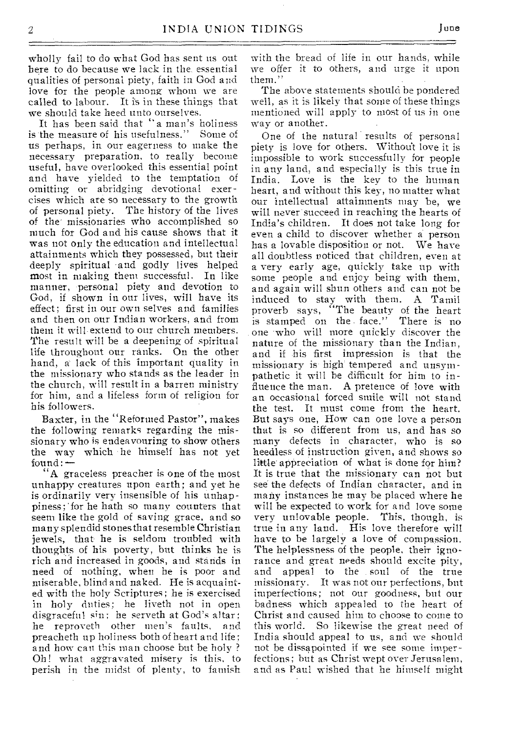wholly fail to do what God has sent us out here to do because we lack in the essential qualities of personal piety, faith in God and love for the people among whom we are called to labour. It is in these things that we should take heed unto ourselves.

It has been said that "a man's holiness is the measure of his usefulness." Some of us perhaps, in our eagerness to make the necessary preparation, to really become useful, have overlooked this essential point and have yielded to the temptation of omitting or abridging devotional exercises which are so necessary to the growth of personal piety. The history of the lives of the missionaries who accomplished so much for God and his cause shows that it was not only the education and intellectual attainments which they possessed, but their deeply spiritual and godly lives helped most in making them successful. In like manner, personal piety and devotion to God, if shown in our lives, will have its effect; first in our own selves and families and then on our Indian workers, and from them it will extend to our church members. The result will be a deepening of spiritual life throughout our ranks. On the other hand, a lack of this important quality in the missionary who stands as the leader in the church, will result in a barren ministry for him, and a lifeless form of religion for his followers.

Baxter, in the "Reformed Pastor", makes the following remarks regarding the missionary who is endeavouring to show others the way which he himself has not yet found:—

"A graceless preacher is one of the most unhappy creatures upon earth; and yet he is ordinarily very insensible of his unhappiness; for he hath so many counters that seem like the gold of saving grace, and so many splendid stones that resemble Christian jewels, that he is seldom troubled with thoughts of his poverty, but thinks he is rich and increased in goods, and stands in need of nothing, when he is poor and miserable, blind and naked. He is acquainted with the holy Scriptures; he is exercised in holy duties; he liveth not in open disgraceful sin; he serveth at God's altar; he reproveth other men's faults, and preacheth up holiness both of heart and life; and how can this man choose but be holy? Oh! what aggravated misery is this, to perish in the midst of plenty, to famish with the bread of life in our hands, while we offer it to others, and urge it upon them."

The above statements should be pondered well, as it is likely that some of these things mentioned will apply to most of us in one way or another.

One of the natural results of personal piety is love for others. Without love it is impossible to work successfully for people in any land, and especially is this true in India. Love is the key to the human heart, and without this key, no matter what our intellectual attainments may be, we will never succeed in reaching the hearts of India's children. It does not take long for even a child to discover whether a person has a lovable disposition or not. We have all doubtless noticed that children, even at a very early age, quickly take up with some people and enjoy being with them, and again will shun others and can not be induced to stay with them. A Tamil proverb says, "The beauty of the heart is stamped on the face." There is no one who will more quickly discover the nature of the missionary than the Indian, and if his first impression is that the missionary is high tempered and unsympathetic it will be difficult for him to influence the man. A pretence of love with an occasional forced smile will not stand the test. It must come from the heart. But says one, How can one love a person that is so different from us, and has so many defects in character, who is so heedless of instruction given, and shows so little appreciation of what is done for him? It is true that the missionary can not but see the defects of Indian character, and in many instances he may be placed where he will be expected to work for and love some very unlovable people. This, though, is true in any land. His love therefore will have to be largely a love of compassion. The helplessness of the people, their ignorance and great needs should excite pity, and appeal to the soul of the true missionary. It was not our perfections, but imperfections; not our goodness, but our badness which appealed to the heart of Christ and caused him to choose to come to this world. So likewise the great need of India should appeal to us, and we should not be dissapointed if we see some imperfections; but as Christ wept over Jerusalem, and as Paul wished that he himself might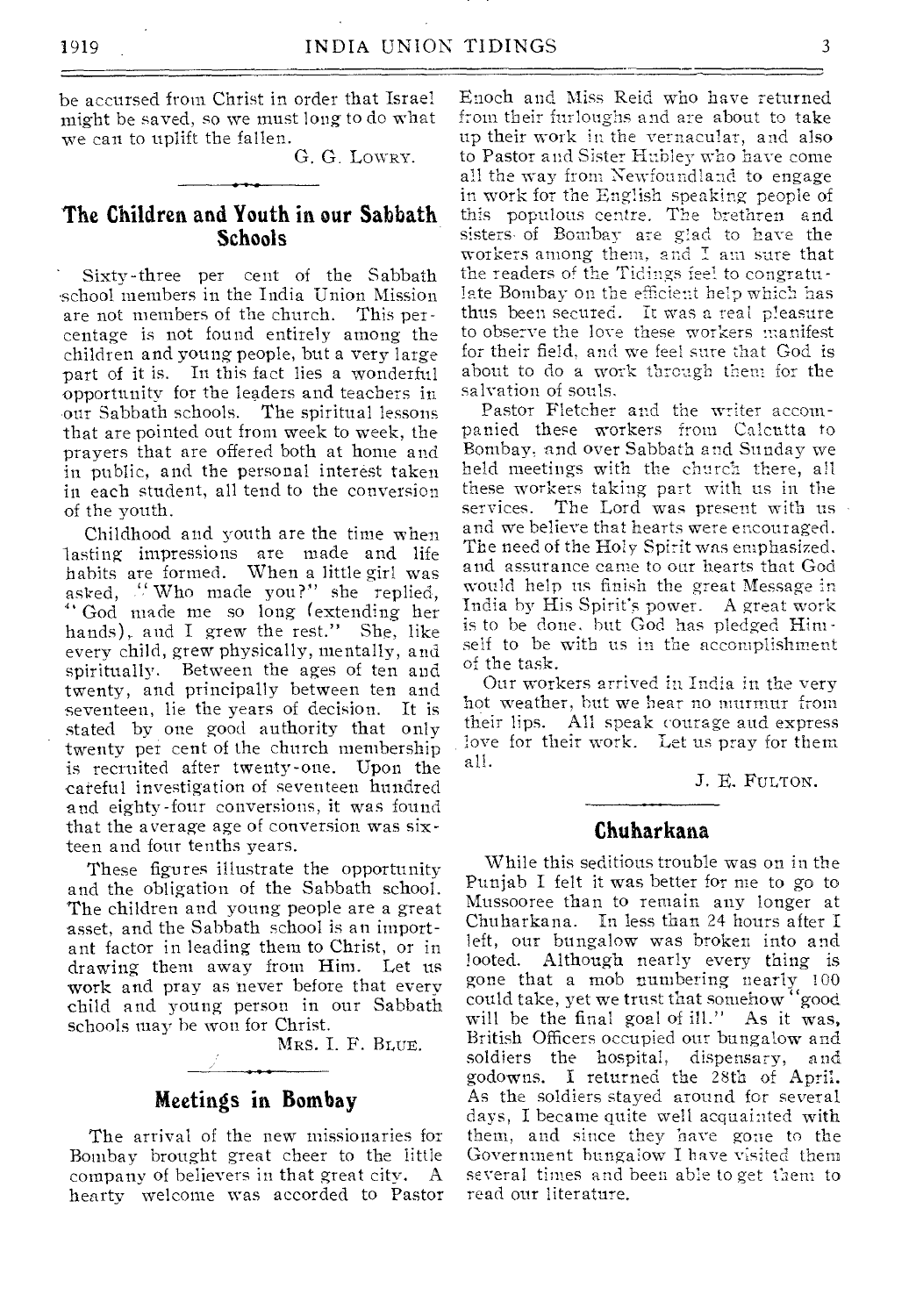be accursed from Christ in order that Israel might be saved, so we must long to do what we can to uplift the fallen.

G. G. LOWRY.

## The Children and Youth in our Sabbath Schools

Sixty-three per cent of the Sabbath school members in the India Union Mission are not members of the church. This percentage is not found entirely among the children and young people, but a very large part of it is. In this fact lies a wonderful opportunity for the leaders and teachers in our Sabbath schools. The spiritual lessons that are pointed out from week to week, the prayers that are offered both at home and in public, and the personal interest taken in each student, all tend to the conversion of the youth.

Childhood and youth are the time when lasting impressions are made and life habits are formed. When a little girl was asked, "Who made you?" she replied, "God made me so long (extending her hands), and I grew the rest." She, like every child, grew physically, mentally, and spiritually. Between the ages of ten and twenty, and principally between ten and seventeen, lie the years of decision. It is stated by one good authority that only twenty per cent of the church membership is recruited after twenty-one. Upon the careful investigation of seventeen hundred and eighty-four conversions, it was found that the average age of conversion was sixteen and four tenths years.

These figures illustrate the opportunity and the obligation of the Sabbath school. The children and young people are a great asset, and the Sabbath school is an important factor in leading them to Christ, or in drawing them away from Him. Let us work and pray as never before that every child and young person in our Sabbath schools may be won for Christ.

MRS. I. F. BLUE.

## Meetings in Bombay

The arrival of the new missionaries for Bombay brought great cheer to the little company of believers in that great city. A hearty welcome was accorded to Pastor Enoch and Miss Reid who have returned from their furloughs and are about to take up their work in the vernacular, and also to Pastor and Sister Hubley who have come all the way from Newfoundland to engage in work for the English speaking people of this populous centre. The brethren and sisters of Bombay are glad to have the workers among them, and I am sure that the readers of the Tidings feel to congratulate Bombay on the efficient help which has thus been secured. It was a real pleasure to observe the love these workers manifest for their field, and we feel sure that God is about to do a work through them for the salvation of souls.

Pastor Fletcher and the writer accompanied these workers from Calcutta to Bombay, and over Sabbath and Sunday we held meetings with the church there, all these workers taking part with us in the services. The Lord was present with us and we believe that hearts were encouraged. The need of the Holy Spirit was emphasized, and assurance came to our hearts that God would help us finish the great Message in India by His Spirit's power. A great work is to be done, but God has pledged Himself to be with us in the accomplishment of the task.

Our workers arrived in India in the very hot weather, but we hear no murmur from their lips. All speak courage and express love for their work. Let us pray for them all.

J. E. FULTON.

## Chuharkana

While this seditious trouble was on in the Punjab I felt it was better for me to go to Mussooree than to remain any longer at Chuharkana. In less than 24 hours after I left, our bungalow was broken into and looted. Although nearly every thing is gone that a mob numbering nearly 100 could take, yet we trust that somehow "good will be the final goal of ill." As it was, British Officers occupied our bungalow and soldiers the hospital, dispensary, and godowns. I returned the 28th of April. As the soldiers stayed around for several days, I became quite well acquainted with them, and since they have gone to the Government bungalow I have visited them several times and been able to get them to read our literature.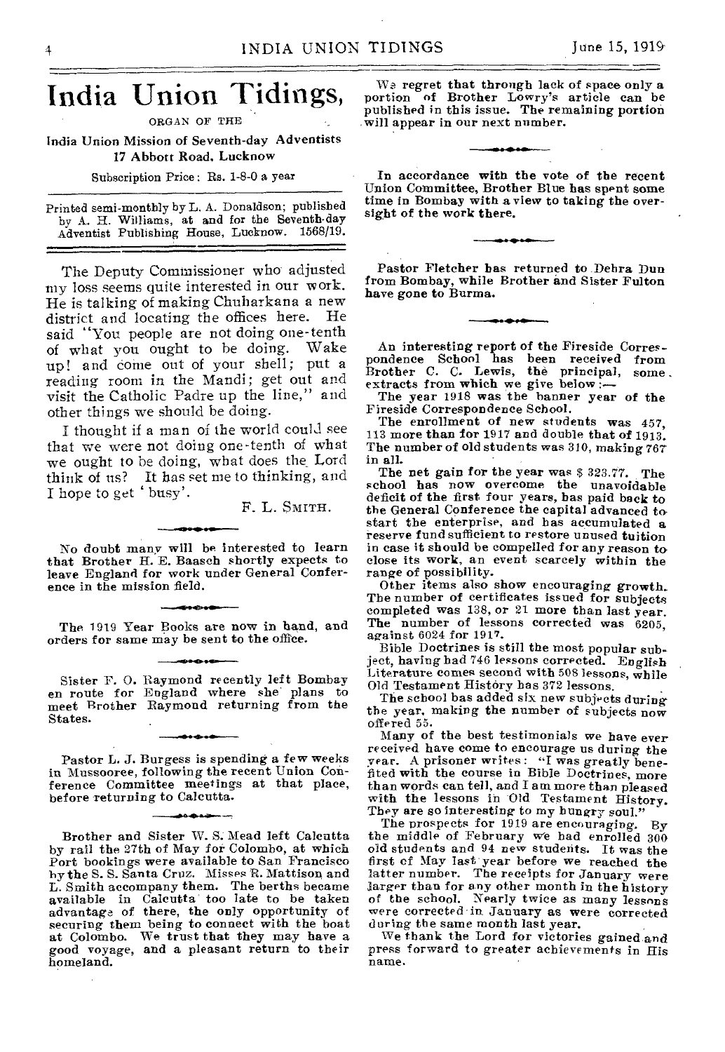# India Union Tidings,

ORGAN OF THE

India Union Mission of Seventh-day Adventists
17 Abbott Road, Lucknow

Subscription Price: Rs. 1-8-0 a year

Printed semi-monthly by L. A. Donaldson; published by A. H. Williams, at and for the Seventh-day Adventist Publishing House, Lucknow. 1568/19.

The Deputy Commissioner who adjusted my loss seems quite interested in our work. He is talking of making Chuharkana a new district and locating the offices here. He said "You people are not doing one-tenth of what you ought to be doing. Wake up! and come out of your shell; put a reading room in the Mandi; get out and visit the Catholic Padre up the line," and other things we should be doing.

I thought if a man of the world could see that we were not doing one-tenth of what we ought to be doing, what does the Lord think of us? It has set me to thinking, and I hope to get 'busy'.

F. L. SMITH.

No doubt many will be interested to learn that Brother H. E. Baasch shortly expects to leave England for work under General Conference in the mission field.

The 1919 Year Books are now in hand, and orders for same may be sent to the office.

Sister F. O. Raymond recently left Bombay en route for England where she plans to meet Brother Raymond returning from the States.

Pastor L. J. Burgess is spending a few weeks in Mussooree, following the recent Union Conference Committee meetings at that place, before returning to Calcutta.

Brother and Sister W. S. Mead left Calcutta by rail the 27th of May for Colombo, at which Port bookings were available to San Francisco by the S. S. Santa Cruz. Misses R. Mattison and L. Smith accompany them. The berths became available in Calcutta too late to be taken advantage of there, the only opportunity of securing them being to connect with the boat at Colombo. We trust that they may have a good voyage, and a pleasant return to their homeland.

We regret that through lack of space only a portion of Brother Lowry's article can be published in this issue. The remaining portion will appear in our next number.

In accordance with the vote of the recent Union Committee, Brother Blue has spent some time in Bombay with a view to taking the oversight of the work there.

Pastor Fletcher has returned to Dehra Dun from Bombay, while Brother and Sister Fulton have gone to Burma.

An interesting report of the Fireside Correspondence School has been received from Brother C. C. Lewis, the principal, some extracts from which we give below:—

The year 1918 was the banner year of the Fireside Correspondence School.

The enrollment of new students was 457, 113 more than for 1917 and double that of 1913. The number of old students was 310, making 767 in all.

The net gain for the year was $ 323.77. The school has now overcome the unavoidable deficit of the first four years, has paid back to the General Conference the capital advanced to start the enterprise, and has accumulated a reserve fund sufficient to restore unused tuition in case it should be compelled for any reason to close its work, an event scarcely within the range of possibility.

Other items also show encouraging growth. The number of certificates issued for subjects completed was 138, or 21 more than last year. The number of lessons corrected was 6205, against 6024 for 1917.

Bible Doctrines is still the most popular subject, having had 746 lessons corrected. English Literature comes second with 508 lessons, while Old Testament History has 372 lessons.

The school has added six new subjects during the year, making the number of subjects now offered 55.

Many of the best testimonials we have ever received have come to encourage us during the year. A prisoner writes: "I was greatly benefited with the course in Bible Doctrines, more than words can tell, and I am more than pleased with the lessons in Old Testament History. They are so interesting to my hungry soul."

The prospects for 1919 are encouraging. By the middle of February we had enrolled 300 old students and 94 new students. It was the first of May last year before we reached the latter number. The receipts for January were larger than for any other month in the history of the school. Nearly twice as many lessons were corrected in January as were corrected during the same month last year.

We thank the Lord for victories gained and press forward to greater achievements in His name.